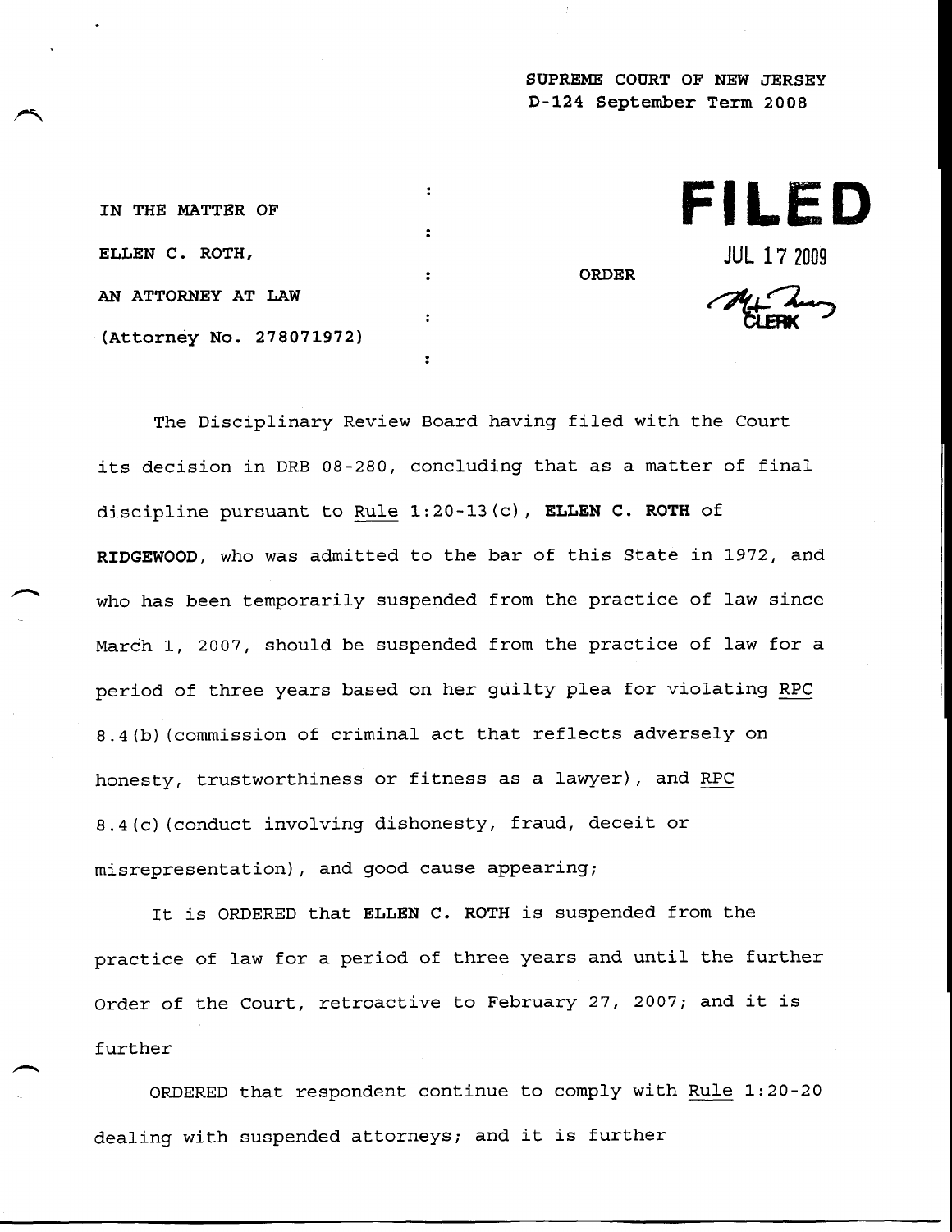SUPREME COURT OF NEW JERSEY
D-124 September Term 2008

IN THE MATTER OF

ELLEN C. ROTH,

AN ATTORNEY AT LAW

(Attorney No. 278071972)

ORDER

FILED
JUL 17 2009
CLERK

The Disciplinary Review Board having filed with the Court its decision in DRB 08-280, concluding that as a matter of final discipline pursuant to Rule 1:20-13(c), **ELLEN C. ROTH** of **RIDGEWOOD**, who was admitted to the bar of this State in 1972, and who has been temporarily suspended from the practice of law since March 1, 2007, should be suspended from the practice of law for a period of three years based on her guilty plea for violating RPC 8.4(b)(commission of criminal act that reflects adversely on honesty, trustworthiness or fitness as a lawyer), and RPC 8.4(c)(conduct involving dishonesty, fraud, deceit or misrepresentation), and good cause appearing;

It is ORDERED that **ELLEN C. ROTH** is suspended from the practice of law for a period of three years and until the further Order of the Court, retroactive to February 27, 2007; and it is further

ORDERED that respondent continue to comply with Rule 1:20-20 dealing with suspended attorneys; and it is further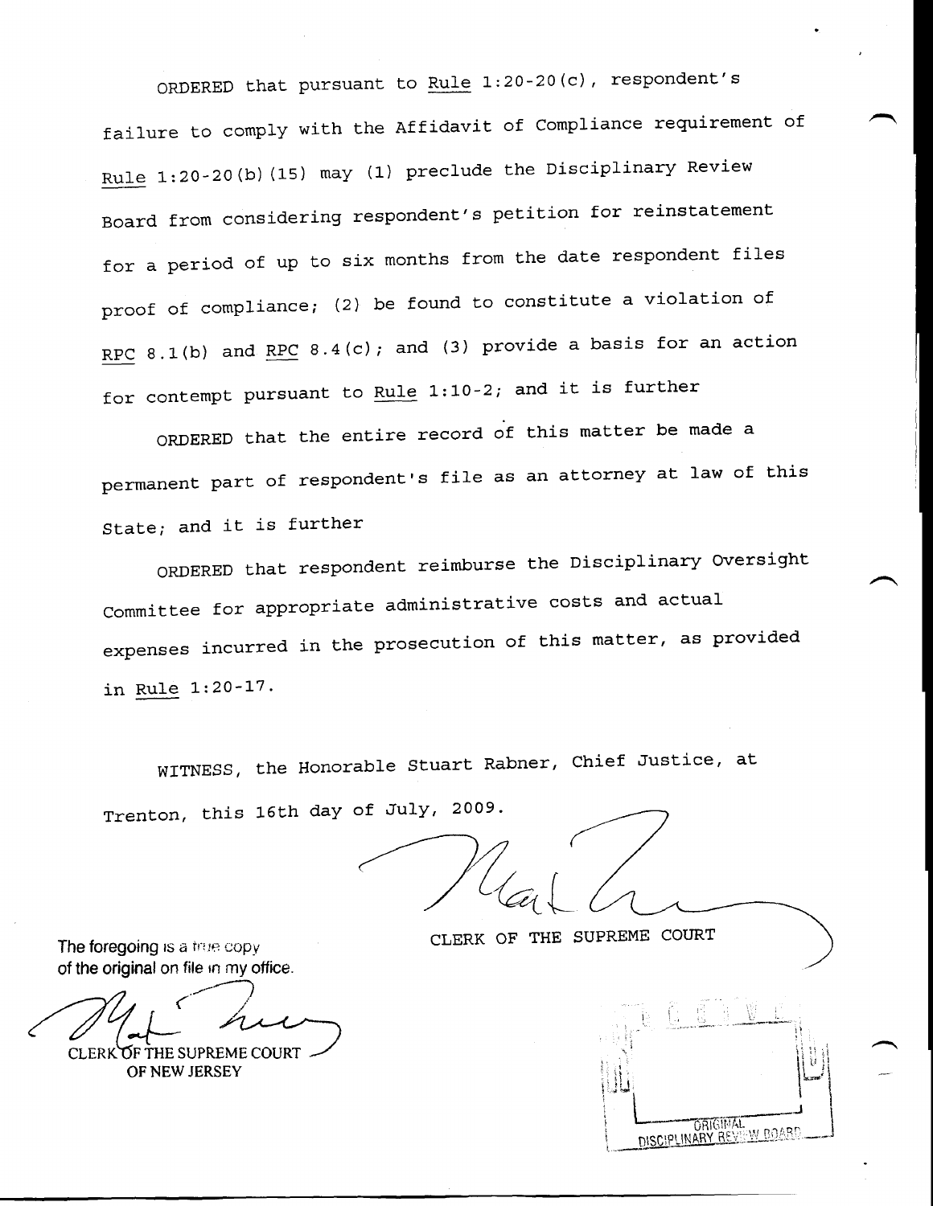ORDERED that pursuant to Rule 1:20-20(c), respondent's failure to comply with the Affidavit of Compliance requirement of Rule 1:20-20(b)(15) may (1) preclude the Disciplinary Review Board from considering respondent's petition for reinstatement for a period of up to six months from the date respondent files proof of compliance; (2) be found to constitute a violation of RPC 8.1(b) and RPC 8.4(c); and (3) provide a basis for an action for contempt pursuant to Rule 1:10-2; and it is further

ORDERED that the entire record of this matter be made a permanent part of respondent's file as an attorney at law of this State; and it is further

ORDERED that respondent reimburse the Disciplinary Oversight Committee for appropriate administrative costs and actual expenses incurred in the prosecution of this matter, as provided in Rule 1:20-17.

WITNESS, the Honorable Stuart Rabner, Chief Justice, at Trenton, this 16th day of July, 2009.

CLERK OF THE SUPREME COURT

The foregoing is a true copy of the original on file in my office.

CLERK OF THE SUPREME COURT
OF NEW JERSEY

RECEIVED
ORIGINAL
DISCIPLINARY REVIEW BOARD